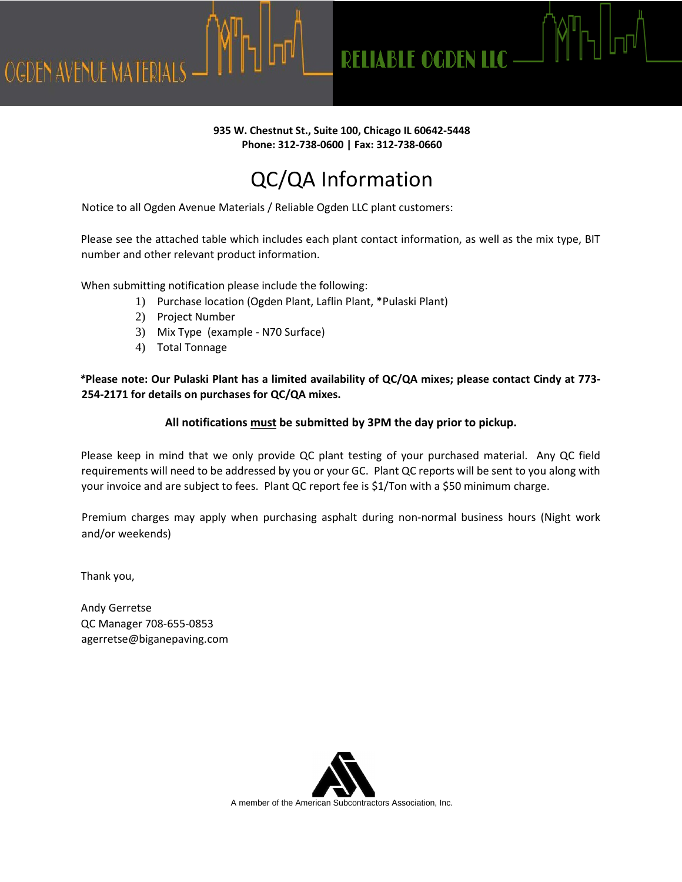OGDEN AVENUE MATERIALS

RELIABLE OGDEN LLC

**935 W. Chestnut St., Suite 100, Chicago IL 60642-5448**
**Phone: 312-738-0600 | Fax: 312-738-0660**

# QC/QA Information

Notice to all Ogden Avenue Materials / Reliable Ogden LLC plant customers:

Please see the attached table which includes each plant contact information, as well as the mix type, BIT number and other relevant product information.

When submitting notification please include the following:

1) Purchase location (Ogden Plant, Laflin Plant, *Pulaski Plant)
2) Project Number
3) Mix Type (example - N70 Surface)
4) Total Tonnage

***Please note: Our Pulaski Plant has a limited availability of QC/QA mixes; please contact Cindy at 773-254-2171 for details on purchases for QC/QA mixes.**

**All notifications <u>must</u> be submitted by 3PM the day prior to pickup.**

Please keep in mind that we only provide QC plant testing of your purchased material. Any QC field requirements will need to be addressed by you or your GC. Plant QC reports will be sent to you along with your invoice and are subject to fees. Plant QC report fee is $1/Ton with a $50 minimum charge.

Premium charges may apply when purchasing asphalt during non-normal business hours (Night work and/or weekends)

Thank you,

Andy Gerretse
QC Manager 708-655-0853
agerretse@biganepaving.com

A member of the American Subcontractors Association, Inc.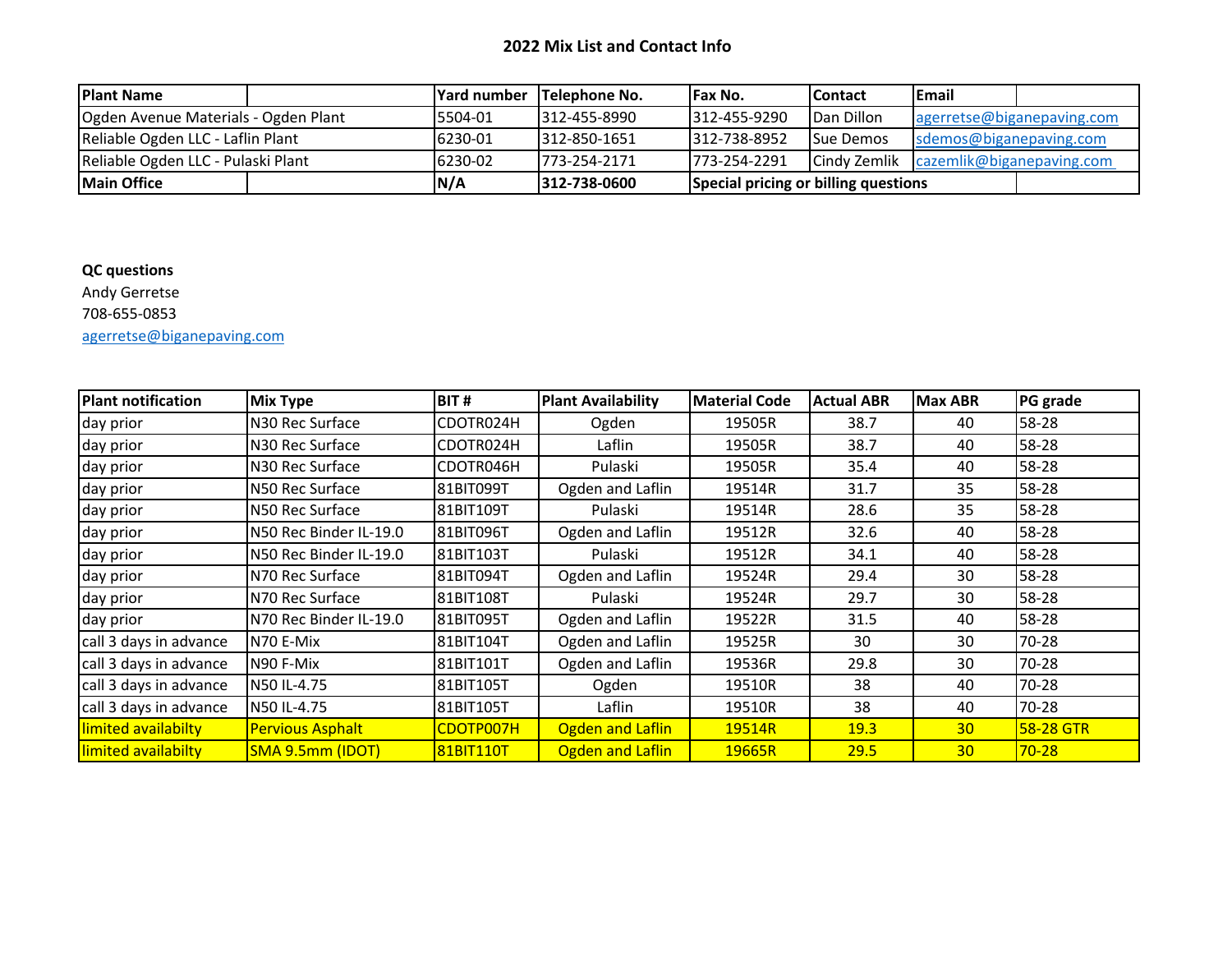## 2022 Mix List and Contact Info

| Plant Name | | Yard number | Telephone No. | Fax No. | Contact | Email | |
|---|---|---|---|---|---|---|---|
| Ogden Avenue Materials - Ogden Plant | | 5504-01 | 312-455-8990 | 312-455-9290 | Dan Dillon | agerretse@biganepaving.com | |
| Reliable Ogden LLC - Laflin Plant | | 6230-01 | 312-850-1651 | 312-738-8952 | Sue Demos | sdemos@biganepaving.com | |
| Reliable Ogden LLC - Pulaski Plant | | 6230-02 | 773-254-2171 | 773-254-2291 | Cindy Zemlik | cazemlik@biganepaving.com | |
| **Main Office** | | **N/A** | **312-738-0600** | **Special pricing or billing questions** | | | |

**QC questions**
Andy Gerretse
708-655-0853
agerretse@biganepaving.com

| Plant notification | Mix Type | BIT # | Plant Availability | Material Code | Actual ABR | Max ABR | PG grade |
|---|---|---|---|---|---|---|---|
| day prior | N30 Rec Surface | CDOTR024H | Ogden | 19505R | 38.7 | 40 | 58-28 |
| day prior | N30 Rec Surface | CDOTR024H | Laflin | 19505R | 38.7 | 40 | 58-28 |
| day prior | N30 Rec Surface | CDOTR046H | Pulaski | 19505R | 35.4 | 40 | 58-28 |
| day prior | N50 Rec Surface | 81BIT099T | Ogden and Laflin | 19514R | 31.7 | 35 | 58-28 |
| day prior | N50 Rec Surface | 81BIT109T | Pulaski | 19514R | 28.6 | 35 | 58-28 |
| day prior | N50 Rec Binder IL-19.0 | 81BIT096T | Ogden and Laflin | 19512R | 32.6 | 40 | 58-28 |
| day prior | N50 Rec Binder IL-19.0 | 81BIT103T | Pulaski | 19512R | 34.1 | 40 | 58-28 |
| day prior | N70 Rec Surface | 81BIT094T | Ogden and Laflin | 19524R | 29.4 | 30 | 58-28 |
| day prior | N70 Rec Surface | 81BIT108T | Pulaski | 19524R | 29.7 | 30 | 58-28 |
| day prior | N70 Rec Binder IL-19.0 | 81BIT095T | Ogden and Laflin | 19522R | 31.5 | 40 | 58-28 |
| call 3 days in advance | N70 E-Mix | 81BIT104T | Ogden and Laflin | 19525R | 30 | 30 | 70-28 |
| call 3 days in advance | N90 F-Mix | 81BIT101T | Ogden and Laflin | 19536R | 29.8 | 30 | 70-28 |
| call 3 days in advance | N50 IL-4.75 | 81BIT105T | Ogden | 19510R | 38 | 40 | 70-28 |
| call 3 days in advance | N50 IL-4.75 | 81BIT105T | Laflin | 19510R | 38 | 40 | 70-28 |
| limited availabilty | Pervious Asphalt | CDOTP007H | Ogden and Laflin | 19514R | 19.3 | 30 | 58-28 GTR |
| limited availabilty | SMA 9.5mm (IDOT) | 81BIT110T | Ogden and Laflin | 19665R | 29.5 | 30 | 70-28 |